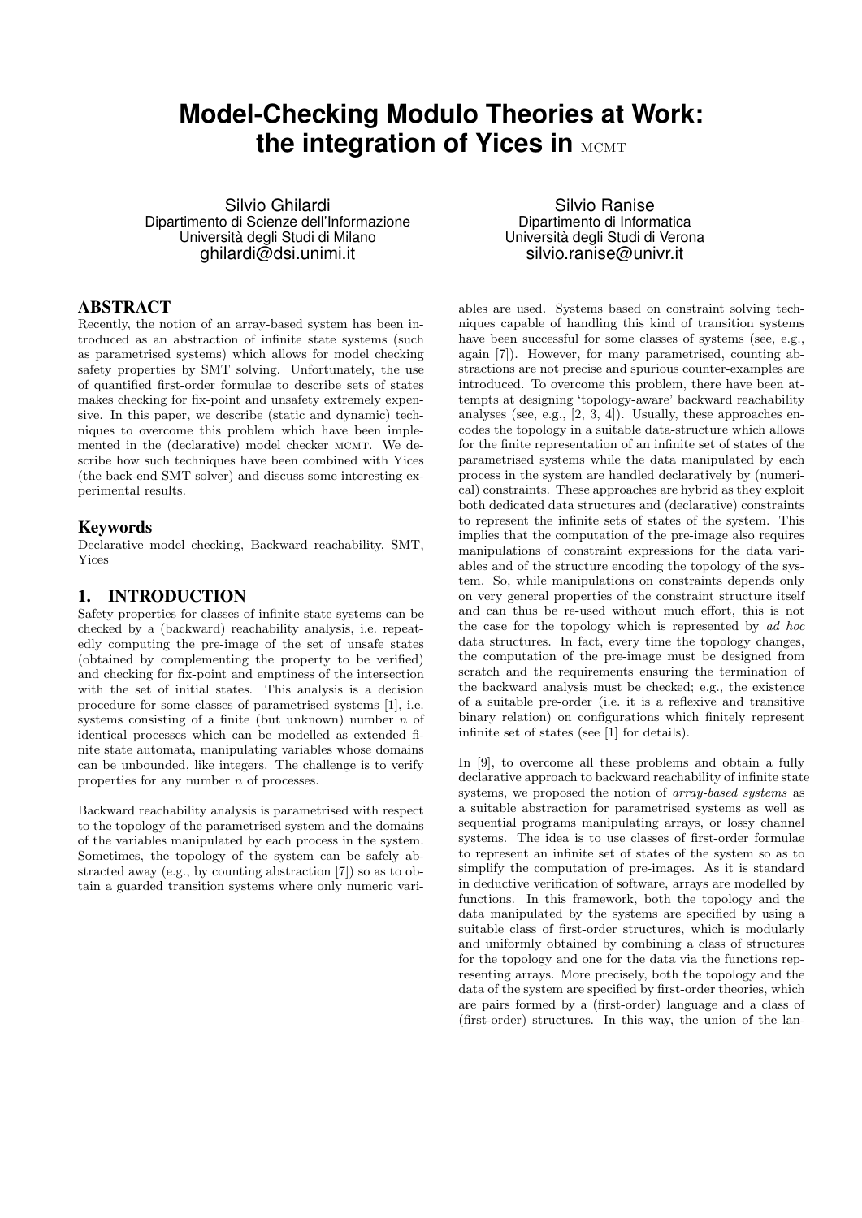# Model-Checking Modulo Theories at Work: the integration of Yices in MCMT

Silvio Ghilardi
Dipartimento di Scienze dell'Informazione
Università degli Studi di Milano
ghilardi@dsi.unimi.it

Silvio Ranise
Dipartimento di Informatica
Università degli Studi di Verona
silvio.ranise@univr.it

## ABSTRACT

Recently, the notion of an array-based system has been introduced as an abstraction of infinite state systems (such as parametrised systems) which allows for model checking safety properties by SMT solving. Unfortunately, the use of quantified first-order formulae to describe sets of states makes checking for fix-point and unsafety extremely expensive. In this paper, we describe (static and dynamic) techniques to overcome this problem which have been implemented in the (declarative) model checker MCMT. We describe how such techniques have been combined with Yices (the back-end SMT solver) and discuss some interesting experimental results.

### Keywords

Declarative model checking, Backward reachability, SMT, Yices

## 1. INTRODUCTION

Safety properties for classes of infinite state systems can be checked by a (backward) reachability analysis, i.e. repeatedly computing the pre-image of the set of unsafe states (obtained by complementing the property to be verified) and checking for fix-point and emptiness of the intersection with the set of initial states. This analysis is a decision procedure for some classes of parametrised systems [1], i.e. systems consisting of a finite (but unknown) number $n$ of identical processes which can be modelled as extended finite state automata, manipulating variables whose domains can be unbounded, like integers. The challenge is to verify properties for any number $n$ of processes.

Backward reachability analysis is parametrised with respect to the topology of the parametrised system and the domains of the variables manipulated by each process in the system. Sometimes, the topology of the system can be safely abstracted away (e.g., by counting abstraction [7]) so as to obtain a guarded transition systems where only numeric variables are used. Systems based on constraint solving techniques capable of handling this kind of transition systems have been successful for some classes of systems (see, e.g., again [7]). However, for many parametrised, counting abstractions are not precise and spurious counter-examples are introduced. To overcome this problem, there have been attempts at designing 'topology-aware' backward reachability analyses (see, e.g., [2, 3, 4]). Usually, these approaches encodes the topology in a suitable data-structure which allows for the finite representation of an infinite set of states of the parametrised systems while the data manipulated by each process in the system are handled declaratively by (numerical) constraints. These approaches are hybrid as they exploit both dedicated data structures and (declarative) constraints to represent the infinite sets of states of the system. This implies that the computation of the pre-image also requires manipulations of constraint expressions for the data variables and of the structure encoding the topology of the system. So, while manipulations on constraints depends only on very general properties of the constraint structure itself and can thus be re-used without much effort, this is not the case for the topology which is represented by *ad hoc* data structures. In fact, every time the topology changes, the computation of the pre-image must be designed from scratch and the requirements ensuring the termination of the backward analysis must be checked; e.g., the existence of a suitable pre-order (i.e. it is a reflexive and transitive binary relation) on configurations which finitely represent infinite set of states (see [1] for details).

In [9], to overcome all these problems and obtain a fully declarative approach to backward reachability of infinite state systems, we proposed the notion of *array-based systems* as a suitable abstraction for parametrised systems as well as sequential programs manipulating arrays, or lossy channel systems. The idea is to use classes of first-order formulae to represent an infinite set of states of the system so as to simplify the computation of pre-images. As it is standard in deductive verification of software, arrays are modelled by functions. In this framework, both the topology and the data manipulated by the systems are specified by using a suitable class of first-order structures, which is modularly and uniformly obtained by combining a class of structures for the topology and one for the data via the functions representing arrays. More precisely, both the topology and the data of the system are specified by first-order theories, which are pairs formed by a (first-order) language and a class of (first-order) structures. In this way, the union of the lan-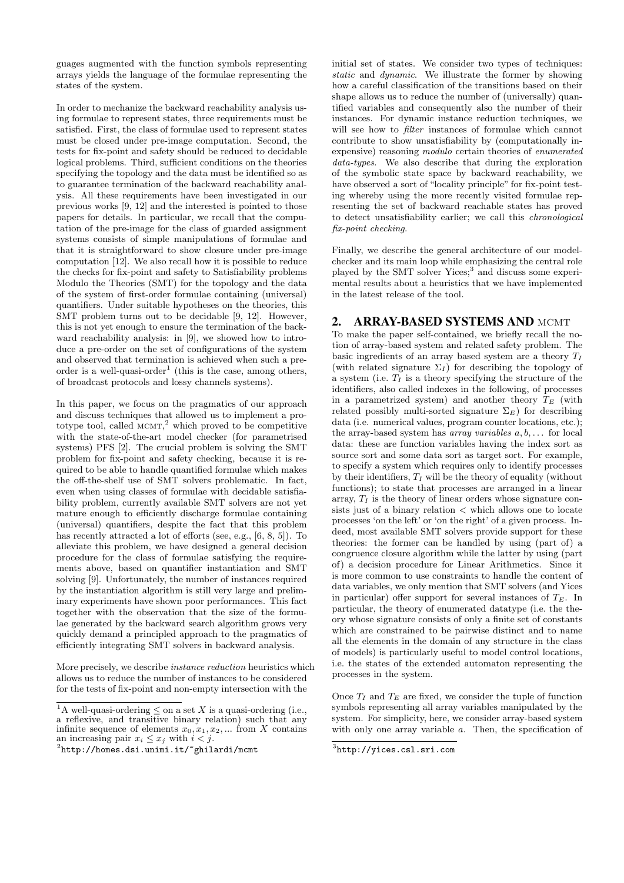guages augmented with the function symbols representing arrays yields the language of the formulae representing the states of the system.

In order to mechanize the backward reachability analysis using formulae to represent states, three requirements must be satisfied. First, the class of formulae used to represent states must be closed under pre-image computation. Second, the tests for fix-point and safety should be reduced to decidable logical problems. Third, sufficient conditions on the theories specifying the topology and the data must be identified so as to guarantee termination of the backward reachability analysis. All these requirements have been investigated in our previous works [9, 12] and the interested is pointed to those papers for details. In particular, we recall that the computation of the pre-image for the class of guarded assignment systems consists of simple manipulations of formulae and that it is straightforward to show closure under pre-image computation [12]. We also recall how it is possible to reduce the checks for fix-point and safety to Satisfiability problems Modulo the Theories (SMT) for the topology and the data of the system of first-order formulae containing (universal) quantifiers. Under suitable hypotheses on the theories, this SMT problem turns out to be decidable [9, 12]. However, this is not yet enough to ensure the termination of the backward reachability analysis: in [9], we showed how to introduce a pre-order on the set of configurations of the system and observed that termination is achieved when such a pre-order is a well-quasi-order[1] (this is the case, among others, of broadcast protocols and lossy channels systems).

In this paper, we focus on the pragmatics of our approach and discuss techniques that allowed us to implement a prototype tool, called MCMT,[2] which proved to be competitive with the state-of-the-art model checker (for parametrised systems) PFS [2]. The crucial problem is solving the SMT problem for fix-point and safety checking, because it is required to be able to handle quantified formulae which makes the off-the-shelf use of SMT solvers problematic. In fact, even when using classes of formulae with decidable satisfiability problem, currently available SMT solvers are not yet mature enough to efficiently discharge formulae containing (universal) quantifiers, despite the fact that this problem has recently attracted a lot of efforts (see, e.g., [6, 8, 5]). To alleviate this problem, we have designed a general decision procedure for the class of formulae satisfying the requirements above, based on quantifier instantiation and SMT solving [9]. Unfortunately, the number of instances required by the instantiation algorithm is still very large and preliminary experiments have shown poor performances. This fact together with the observation that the size of the formulae generated by the backward search algorithm grows very quickly demand a principled approach to the pragmatics of efficiently integrating SMT solvers in backward analysis.

More precisely, we describe *instance reduction* heuristics which allows us to reduce the number of instances to be considered for the tests of fix-point and non-empty intersection with the initial set of states. We consider two types of techniques: *static* and *dynamic*. We illustrate the former by showing how a careful classification of the transitions based on their shape allows us to reduce the number of (universally) quantified variables and consequently also the number of their instances. For dynamic instance reduction techniques, we will see how to *filter* instances of formulae which cannot contribute to show unsatisfiability by (computationally inexpensive) reasoning *modulo* certain theories of *enumerated data-types*. We also describe that during the exploration of the symbolic state space by backward reachability, we have observed a sort of "locality principle" for fix-point testing whereby using the more recently visited formulae representing the set of backward reachable states has proved to detect unsatisfiability earlier; we call this *chronological fix-point checking*.

Finally, we describe the general architecture of our model-checker and its main loop while emphasizing the central role played by the SMT solver Yices;[3] and discuss some experimental results about a heuristics that we have implemented in the latest release of the tool.

## 2. ARRAY-BASED SYSTEMS AND MCMT

To make the paper self-contained, we briefly recall the notion of array-based system and related safety problem. The basic ingredients of an array based system are a theory $T_I$ (with related signature $\Sigma_I$) for describing the topology of a system (i.e. $T_I$ is a theory specifying the structure of the identifiers, also called indexes in the following, of processes in a parametrized system) and another theory $T_E$ (with related possibly multi-sorted signature $\Sigma_E$) for describing data (i.e. numerical values, program counter locations, etc.); the array-based system has *array variables* $a, b, \ldots$ for local data: these are function variables having the index sort as source sort and some data sort as target sort. For example, to specify a system which requires only to identify processes by their identifiers, $T_I$ will be the theory of equality (without functions); to state that processes are arranged in a linear array, $T_I$ is the theory of linear orders whose signature consists just of a binary relation $<$ which allows one to locate processes 'on the left' or 'on the right' of a given process. Indeed, most available SMT solvers provide support for these theories: the former can be handled by using (part of) a congruence closure algorithm while the latter by using (part of) a decision procedure for Linear Arithmetics. Since it is more common to use constraints to handle the content of data variables, we only mention that SMT solvers (and Yices in particular) offer support for several instances of $T_E$. In particular, the theory of enumerated datatype (i.e. the theory whose signature consists of only a finite set of constants which are constrained to be pairwise distinct and to name all the elements in the domain of any structure in the class of models) is particularly useful to model control locations, i.e. the states of the extended automaton representing the processes in the system.

Once $T_I$ and $T_E$ are fixed, we consider the tuple of function symbols representing all array variables manipulated by the system. For simplicity, here, we consider array-based system with only one array variable $a$. Then, the specification of

[1] A well-quasi-ordering $\leq$ on a set $X$ is a quasi-ordering (i.e., a reflexive, and transitive binary relation) such that any infinite sequence of elements $x_0, x_1, x_2, \ldots$ from $X$ contains an increasing pair $x_i \leq x_j$ with $i < j$.

[2] http://homes.dsi.unimi.it/~ghilardi/mcmt

[3] http://yices.csl.sri.com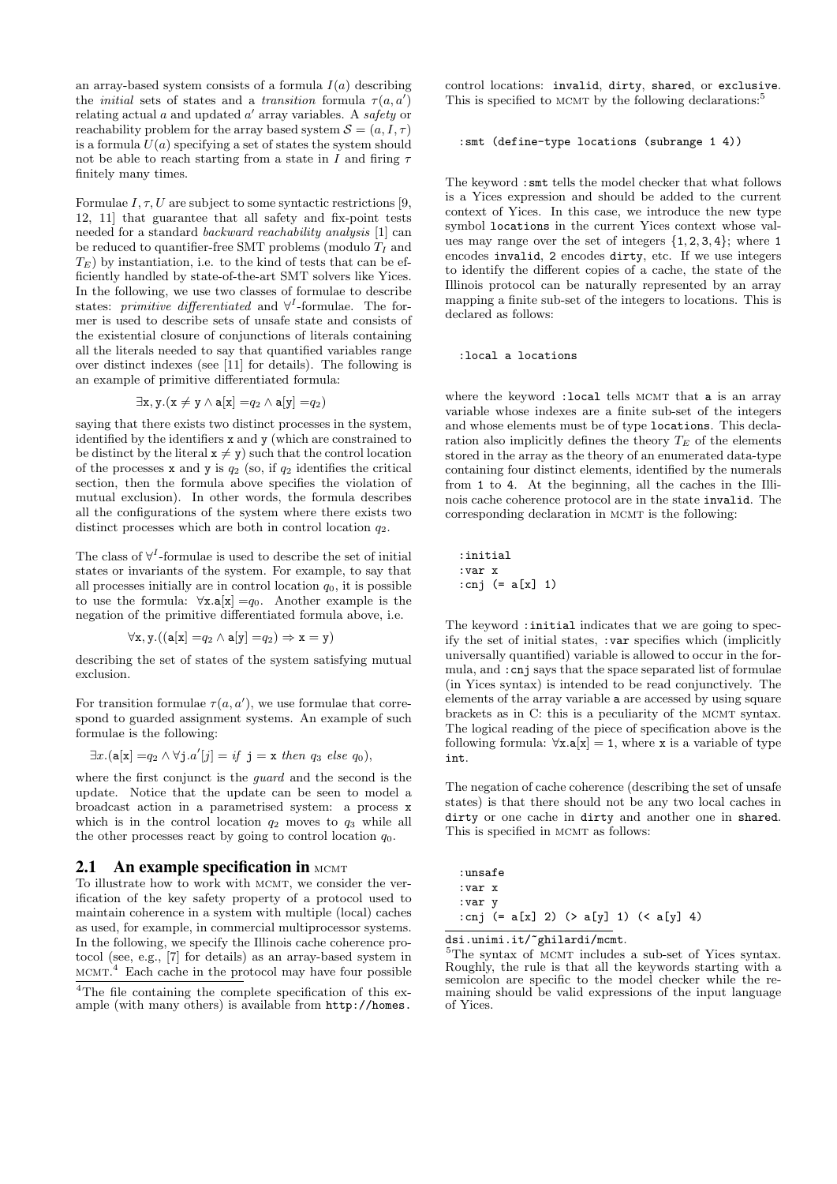an array-based system consists of a formula $I(a)$ describing the *initial* sets of states and a *transition* formula $\tau(a, a')$ relating actual $a$ and updated $a'$ array variables. A *safety* or reachability problem for the array based system $\mathcal{S} = (a, I, \tau)$ is a formula $U(a)$ specifying a set of states the system should not be able to reach starting from a state in $I$ and firing $\tau$ finitely many times.

Formulae $I, \tau, U$ are subject to some syntactic restrictions [9, 12, 11] that guarantee that all safety and fix-point tests needed for a standard *backward reachability analysis* [1] can be reduced to quantifier-free SMT problems (modulo $T_I$ and $T_E$) by instantiation, i.e. to the kind of tests that can be efficiently handled by state-of-the-art SMT solvers like Yices. In the following, we use two classes of formulae to describe states: *primitive differentiated* and $\forall^I$-formulae. The former is used to describe sets of unsafe state and consists of the existential closure of conjunctions of literals containing all the literals needed to say that quantified variables range over distinct indexes (see [11] for details). The following is an example of primitive differentiated formula:

$$\exists \mathtt{x}, \mathtt{y}.(\mathtt{x} \neq \mathtt{y} \wedge \mathtt{a}[\mathtt{x}] = q_2 \wedge \mathtt{a}[\mathtt{y}] = q_2)$$

saying that there exists two distinct processes in the system, identified by the identifiers x and y (which are constrained to be distinct by the literal $\mathtt{x} \neq \mathtt{y}$) such that the control location of the processes x and y is $q_2$ (so, if $q_2$ identifies the critical section, then the formula above specifies the violation of mutual exclusion). In other words, the formula describes all the configurations of the system where there exists two distinct processes which are both in control location $q_2$.

The class of $\forall^I$-formulae is used to describe the set of initial states or invariants of the system. For example, to say that all processes initially are in control location $q_0$, it is possible to use the formula: $\forall \mathtt{x}.\mathtt{a}[\mathtt{x}] = q_0$. Another example is the negation of the primitive differentiated formula above, i.e.

$$\forall \mathtt{x}, \mathtt{y}.((\mathtt{a}[\mathtt{x}] = q_2 \wedge \mathtt{a}[\mathtt{y}] = q_2) \Rightarrow \mathtt{x} = \mathtt{y})$$

describing the set of states of the system satisfying mutual exclusion.

For transition formulae $\tau(a, a')$, we use formulae that correspond to guarded assignment systems. An example of such formulae is the following:

$$\exists x.(\mathtt{a}[\mathtt{x}] = q_2 \wedge \forall \mathtt{j}.a'[j] = \textit{if } \mathtt{j} = \mathtt{x} \textit{ then } q_3 \textit{ else } q_0),$$

where the first conjunct is the *guard* and the second is the update. Notice that the update can be seen to model a broadcast action in a parametrised system: a process x which is in the control location $q_2$ moves to $q_3$ while all the other processes react by going to control location $q_0$.

## 2.1 An example specification in MCMT

To illustrate how to work with MCMT, we consider the verification of the key safety property of a protocol used to maintain coherence in a system with multiple (local) caches as used, for example, in commercial multiprocessor systems. In the following, we specify the Illinois cache coherence protocol (see, e.g., [7] for details) as an array-based system in MCMT.[4] Each cache in the protocol may have four possible control locations: `invalid`, `dirty`, `shared`, or `exclusive`. This is specified to MCMT by the following declarations:[5]

```
:smt (define-type locations (subrange 1 4))
```

The keyword `:smt` tells the model checker that what follows is a Yices expression and should be added to the current context of Yices. In this case, we introduce the new type symbol `locations` in the current Yices context whose values may range over the set of integers {1, 2, 3, 4}; where 1 encodes `invalid`, 2 encodes `dirty`, etc. If we use integers to identify the different copies of a cache, the state of the Illinois protocol can be naturally represented by an array mapping a finite sub-set of the integers to locations. This is declared as follows:

```
:local a locations
```

where the keyword `:local` tells MCMT that `a` is an array variable whose indexes are a finite sub-set of the integers and whose elements must be of type `locations`. This declaration also implicitly defines the theory $T_E$ of the elements stored in the array as the theory of an enumerated data-type containing four distinct elements, identified by the numerals from 1 to 4. At the beginning, all the caches in the Illinois cache coherence protocol are in the state `invalid`. The corresponding declaration in MCMT is the following:

```
:initial
:var x
:cnj (= a[x] 1)
```

The keyword `:initial` indicates that we are going to specify the set of initial states, `:var` specifies which (implicitly universally quantified) variable is allowed to occur in the formula, and `:cnj` says that the space separated list of formulae (in Yices syntax) is intended to be read conjunctively. The elements of the array variable `a` are accessed by using square brackets as in C: this is a peculiarity of the MCMT syntax. The logical reading of the piece of specification above is the following formula: $\forall \mathtt{x}.\mathtt{a}[\mathtt{x}] = 1$, where x is a variable of type `int`.

The negation of cache coherence (describing the set of unsafe states) is that there should not be any two local caches in `dirty` or one cache in `dirty` and another one in `shared`. This is specified in MCMT as follows:

```
:unsafe
:var x
:var y
:cnj (= a[x] 2) (> a[y] 1) (< a[y] 4)
```

[4] The file containing the complete specification of this example (with many others) is available from http://homes.dsi.unimi.it/~ghilardi/mcmt.

[5] The syntax of MCMT includes a sub-set of Yices syntax. Roughly, the rule is that all the keywords starting with a semicolon are specific to the model checker while the remaining should be valid expressions of the input language of Yices.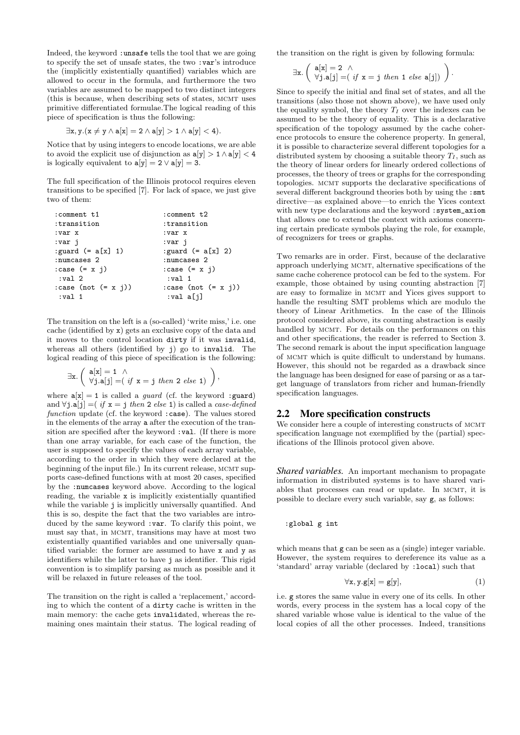Indeed, the keyword `:unsafe` tells the tool that we are going to specify the set of unsafe states, the two `:var`'s introduce the (implicitly existentially quantified) variables which are allowed to occur in the formula, and furthermore the two variables are assumed to be mapped to two distinct integers (this is because, when describing sets of states, MCMT uses primitive differentiated formulae.The logical reading of this piece of specification is thus the following:

$$\exists \mathtt{x}, \mathtt{y}.(\mathtt{x} \neq \mathtt{y} \wedge \mathtt{a}[\mathtt{x}] = 2 \wedge \mathtt{a}[\mathtt{y}] > 1 \wedge \mathtt{a}[\mathtt{y}] < 4).$$

Notice that by using integers to encode locations, we are able to avoid the explicit use of disjunction as $\mathtt{a}[\mathtt{y}] > 1 \wedge \mathtt{a}[\mathtt{y}] < 4$ is logically equivalent to $\mathtt{a}[\mathtt{y}] = 2 \vee \mathtt{a}[\mathtt{y}] = 3$.

The full specification of the Illinois protocol requires eleven transitions to be specified [7]. For lack of space, we just give two of them:

```
:comment t1                    :comment t2
:transition                    :transition
:var x                         :var x
:var j                         :var j
:guard (= a[x] 1)              :guard (= a[x] 2)
:numcases 2                    :numcases 2
:case (= x j)                  :case (= x j)
 :val 2                         :val 1
:case (not (= x j))            :case (not (= x j))
 :val 1                         :val a[j]
```

The transition on the left is a (so-called) 'write miss,' i.e. one cache (identified by `x`) gets an exclusive copy of the data and it moves to the control location `dirty` if it was `invalid`, whereas all others (identified by `j`) go to `invalid`. The logical reading of this piece of specification is the following:

$$\exists \mathtt{x}. \left( \begin{array}{l} \mathtt{a}[\mathtt{x}] = 1 \ \wedge \\ \forall \mathtt{j}.\mathtt{a}[\mathtt{j}] = (\ \textit{if}\ \mathtt{x} = \mathtt{j}\ \textit{then}\ 2\ \textit{else}\ 1) \end{array} \right),$$

where $\mathtt{a}[\mathtt{x}] = 1$ is called a *guard* (cf. the keyword `:guard`) and $\forall \mathtt{j}.\mathtt{a}[\mathtt{j}] = (\ \textit{if}\ \mathtt{x} = \mathtt{j}\ \textit{then}\ 2\ \textit{else}\ 1)$ is called a *case-defined function* update (cf. the keyword `:case`). The values stored in the elements of the array `a` after the execution of the transition are specified after the keyword `:val`. (If there is more than one array variable, for each case of the function, the user is supposed to specify the values of each array variable, according to the order in which they were declared at the beginning of the input file.) In its current release, MCMT supports case-defined functions with at most 20 cases, specified by the `:numcases` keyword above. According to the logical reading, the variable `x` is implicitly existentially quantified while the variable `j` is implicitly universally quantified. And this is so, despite the fact that the two variables are introduced by the same keyword `:var`. To clarify this point, we must say that, in MCMT, transitions may have at most two existentially quantified variables and one universally quantified variable: the former are assumed to have `x` and `y` as identifiers while the latter to have `j` as identifier. This rigid convention is to simplify parsing as much as possible and it will be relaxed in future releases of the tool.

The transition on the right is called a 'replacement,' according to which the content of a `dirty` cache is written in the main memory: the cache gets `invalid`ated, whereas the remaining ones maintain their status. The logical reading of the transition on the right is given by following formula:

$$\exists \mathtt{x}. \left( \begin{array}{l} \mathtt{a}[\mathtt{x}] = 2 \ \wedge \\ \forall \mathtt{j}.\mathtt{a}[\mathtt{j}] = (\ \textit{if}\ \mathtt{x} = \mathtt{j}\ \textit{then}\ 1\ \textit{else}\ \mathtt{a}[\mathtt{j}]) \end{array} \right).$$

Since to specify the initial and final set of states, and all the transitions (also those not shown above), we have used only the equality symbol, the theory $T_I$ over the indexes can be assumed to be the theory of equality. This is a declarative specification of the topology assumed by the cache coherence protocols to ensure the coherence property. In general, it is possible to characterize several different topologies for a distributed system by choosing a suitable theory $T_I$, such as the theory of linear orders for linearly ordered collections of processes, the theory of trees or graphs for the corresponding topologies. MCMT supports the declarative specifications of several different background theories both by using the `:smt` directive—as explained above—to enrich the Yices context with new type declarations and the keyword `:system_axiom` that allows one to extend the context with axioms concerning certain predicate symbols playing the role, for example, of recognizers for trees or graphs.

Two remarks are in order. First, because of the declarative approach underlying MCMT, alternative specifications of the same cache coherence protocol can be fed to the system. For example, those obtained by using counting abstraction [7] are easy to formalize in MCMT and Yices gives support to handle the resulting SMT problems which are modulo the theory of Linear Arithmetics. In the case of the Illinois protocol considered above, its counting abstraction is easily handled by MCMT. For details on the performances on this and other specifications, the reader is referred to Section 3. The second remark is about the input specification language of MCMT which is quite difficult to understand by humans. However, this should not be regarded as a drawback since the language has been designed for ease of parsing or as a target language of translators from richer and human-friendly specification languages.

## 2.2 More specification constructs

We consider here a couple of interesting constructs of MCMT specification language not exemplified by the (partial) specifications of the Illinois protocol given above.

*Shared variables.* An important mechanism to propagate information in distributed systems is to have shared variables that processes can read or update. In MCMT, it is possible to declare every such variable, say `g`, as follows:

```
:global g int
```

which means that `g` can be seen as a (single) integer variable. However, the system requires to dereference its value as a 'standard' array variable (declared by `:local`) such that

$$\forall \mathtt{x}, \mathtt{y}.\mathtt{g}[\mathtt{x}] = \mathtt{g}[\mathtt{y}], \tag{1}$$

i.e. `g` stores the same value in every one of its cells. In other words, every process in the system has a local copy of the shared variable whose value is identical to the value of the local copies of all the other processes. Indeed, transitions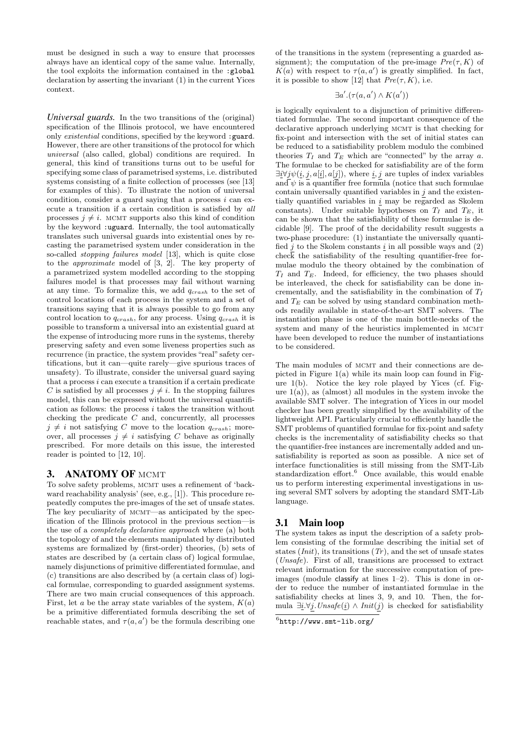must be designed in such a way to ensure that processes always have an identical copy of the same value. Internally, the tool exploits the information contained in the `:global` declaration by asserting the invariant (1) in the current Yices context.

***Universal guards.*** In the two transitions of the (original) specification of the Illinois protocol, we have encountered only *existential* conditions, specified by the keyword `:guard`. However, there are other transitions of the protocol for which *universal* (also called, global) conditions are required. In general, this kind of transitions turns out to be useful for specifying some class of parametrised systems, i.e. distributed systems consisting of a finite collection of processes (see [13] for examples of this). To illustrate the notion of universal condition, consider a guard saying that a process $i$ can execute a transition if a certain condition is satisfied by *all* processes $j \neq i$. MCMT supports also this kind of condition by the keyword `:uguard`. Internally, the tool automatically translates such universal guards into existential ones by recasting the parametrised system under consideration in the so-called *stopping failures model* [13], which is quite close to the *approximate* model of [3, 2]. The key property of a parametrized system modelled according to the stopping failures model is that processes may fail without warning at any time. To formalize this, we add $q_{crash}$ to the set of control locations of each process in the system and a set of transitions saying that it is always possible to go from any control location to $q_{crash}$, for any process. Using $q_{crash}$ it is possible to transform a universal into an existential guard at the expense of introducing more runs in the systems, thereby preserving safety and even some liveness properties such as recurrence (in practice, the system provides "real" safety certifications, but it can—quite rarely—give spurious traces of unsafety). To illustrate, consider the universal guard saying that a process $i$ can execute a transition if a certain predicate $C$ is satisfied by all processes $j \neq i$. In the stopping failures model, this can be expressed without the universal quantification as follows: the process $i$ takes the transition without checking the predicate $C$ and, concurrently, all processes $j \neq i$ not satisfying $C$ move to the location $q_{crash}$; moreover, all processes $j \neq i$ satisfying $C$ behave as originally prescribed. For more details on this issue, the interested reader is pointed to [12, 10].

## 3. ANATOMY OF MCMT

To solve safety problems, MCMT uses a refinement of 'backward reachability analysis' (see, e.g., [1]). This procedure repeatedly computes the pre-images of the set of unsafe states. The key peculiarity of MCMT—as anticipated by the specification of the Illinois protocol in the previous section—is the use of a *completely declarative approach* where (a) both the topology of and the elements manipulated by distributed systems are formalized by (first-order) theories, (b) sets of states are described by (a certain class of) logical formulae, namely disjunctions of primitive differentiated formulae, and (c) transitions are also described by (a certain class of) logical formulae, corresponding to guarded assignment systems. There are two main crucial consequences of this approach. First, let $a$ be the array state variables of the system, $K(a)$ be a primitive differentiated formula describing the set of reachable states, and $\tau(a, a')$ be the formula describing one of the transitions in the system (representing a guarded assignment); the computation of the pre-image $Pre(\tau, K)$ of $K(a)$ with respect to $\tau(a, a')$ is greatly simplified. In fact, it is possible to show [12] that $Pre(\tau, K)$, i.e.

$$\exists a'.(\tau(a, a') \wedge K(a'))$$

is logically equivalent to a disjunction of primitive differentiated formulae. The second important consequence of the declarative approach underlying MCMT is that checking for fix-point and intersection with the set of initial states can be reduced to a satisfiability problem modulo the combined theories $T_I$ and $T_E$ which are "connected" by the array $a$. The formulae to be checked for satisfiability are of the form $\exists \underline{i} \forall \underline{j} \psi(\underline{i}, \underline{j}, a[\underline{i}], a[\underline{j}])$, where $\underline{i}, \underline{j}$ are tuples of index variables and $\psi$ is a quantifier free formula (notice that such formulae contain universally quantified variables in $\underline{j}$ and the existentially quantified variables in $\underline{i}$ may be regarded as Skolem constants). Under suitable hypotheses on $T_I$ and $T_E$, it can be shown that the satisfiability of these formulae is decidable [9]. The proof of the decidability result suggests a two-phase procedure: (1) instantiate the universally quantified $\underline{j}$ to the Skolem constants $\underline{i}$ in all possible ways and (2) check the satisfiability of the resulting quantifier-free formulae modulo the theory obtained by the combination of $T_I$ and $T_E$. Indeed, for efficiency, the two phases should be interleaved, the check for satisfiability can be done incrementally, and the satisfiability in the combination of $T_I$ and $T_E$ can be solved by using standard combination methods readily available in state-of-the-art SMT solvers. The instantiation phase is one of the main bottle-necks of the system and many of the heuristics implemented in MCMT have been developed to reduce the number of instantiations to be considered.

The main modules of MCMT and their connections are depicted in Figure 1(a) while its main loop can found in Figure 1(b). Notice the key role played by Yices (cf. Figure 1(a)), as (almost) all modules in the system invoke the available SMT solver. The integration of Yices in our model checker has been greatly simplified by the availability of the lightweight API. Particularly crucial to efficiently handle the SMT problems of quantified formulae for fix-point and safety checks is the incrementality of satisfiability checks so that the quantifier-free instances are incrementally added and unsatisfiability is reported as soon as possible. A nice set of interface functionalities is still missing from the SMT-Lib standardization effort.[6] Once available, this would enable us to perform interesting experimental investigations in using several SMT solvers by adopting the standard SMT-Lib language.

### 3.1 Main loop

The system takes as input the description of a safety problem consisting of the formulae describing the initial set of states (*Init*), its transitions (*Tr*), and the set of unsafe states (*Unsafe*). First of all, transitions are processed to extract relevant information for the successive computation of pre-images (module classify at lines 1–2). This is done in order to reduce the number of instantiated formulae in the satisfiability checks at lines 3, 9, and 10. Then, the formula $\exists \underline{i}.\forall \underline{j}.Unsafe(\underline{i}) \wedge Init(\underline{j})$ is checked for satisfiability

[6] http://www.smt-lib.org/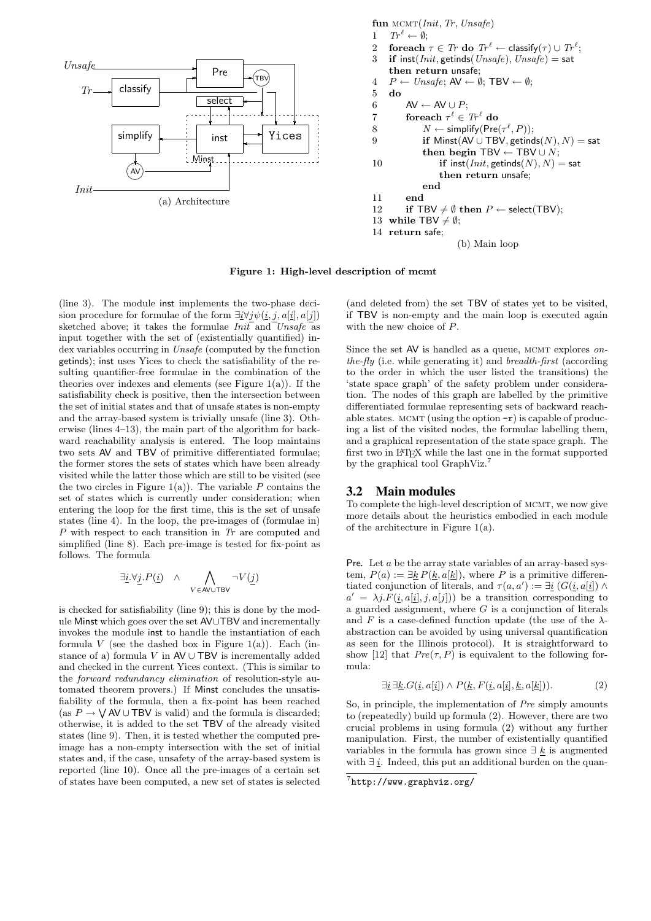(a) Architecture

```
fun MCMT(Init, Tr, Unsafe)
1   Tr^ℓ ← ∅;
2   foreach τ ∈ Tr do Tr^ℓ ← classify(τ) ∪ Tr^ℓ;
3   if inst(Init, getinds(Unsafe), Unsafe) = sat
    then return unsafe;
4   P ← Unsafe; AV ← ∅; TBV ← ∅;
5   do
6       AV ← AV ∪ P;
7       foreach τ^ℓ ∈ Tr^ℓ do
8           N ← simplify(Pre(τ^ℓ, P));
9           if Minst(AV ∪ TBV, getinds(N), N) = sat
            then begin TBV ← TBV ∪ N;
10              if inst(Init, getinds(N), N) = sat
                then return unsafe;
            end
11      end
12      if TBV ≠ ∅ then P ← select(TBV);
13  while TBV ≠ ∅;
14  return safe;
```

(b) Main loop

**Figure 1: High-level description of mcmt**

(line 3). The module inst implements the two-phase decision procedure for formulae of the form $\exists \underline{i} \forall \underline{j} \psi(\underline{i}, \underline{j}, a[\underline{i}], a[\underline{j}])$ sketched above; it takes the formulae *Init* and *Unsafe* as input together with the set of (existentially quantified) index variables occurring in *Unsafe* (computed by the function getinds); inst uses Yices to check the satisfiability of the resulting quantifier-free formulae in the combination of the theories over indexes and elements (see Figure 1(a)). If the satisfiability check is positive, then the intersection between the set of initial states and that of unsafe states is non-empty and the array-based system is trivially unsafe (line 3). Otherwise (lines 4–13), the main part of the algorithm for backward reachability analysis is entered. The loop maintains two sets AV and TBV of primitive differentiated formulae; the former stores the sets of states which have been already visited while the latter those which are still to be visited (see the two circles in Figure 1(a)). The variable $P$ contains the set of states which is currently under consideration; when entering the loop for the first time, this is the set of unsafe states (line 4). In the loop, the pre-images of (formulae in) $P$ with respect to each transition in $Tr$ are computed and simplified (line 8). Each pre-image is tested for fix-point as follows. The formula

$$\exists \underline{i}.\forall \underline{j}.P(\underline{i}) \quad \wedge \bigwedge_{V \in \mathsf{AV} \cup \mathsf{TBV}} \neg V(\underline{j})$$

is checked for satisfiability (line 9); this is done by the module Minst which goes over the set AV∪TBV and incrementally invokes the module inst to handle the instantiation of each formula $V$ (see the dashed box in Figure 1(a)). Each (instance of a) formula $V$ in AV ∪ TBV is incrementally added and checked in the current Yices context. (This is similar to the *forward redundancy elimination* of resolution-style automated theorem provers.) If Minst concludes the unsatisfiability of the formula, then a fix-point has been reached (as $P \to \bigvee \mathsf{AV} \cup \mathsf{TBV}$ is valid) and the formula is discarded; otherwise, it is added to the set TBV of the already visited states (line 9). Then, it is tested whether the computed preimage has a non-empty intersection with the set of initial states and, if the case, unsafety of the array-based system is reported (line 10). Once all the pre-images of a certain set of states have been computed, a new set of states is selected (and deleted from) the set TBV of states yet to be visited, if TBV is non-empty and the main loop is executed again with the new choice of $P$.

Since the set AV is handled as a queue, MCMT explores *on-the-fly* (i.e. while generating it) and *breadth-first* (according to the order in which the user listed the transitions) the 'state space graph' of the safety problem under consideration. The nodes of this graph are labelled by the primitive differentiated formulae representing sets of backward reachable states. MCMT (using the option `-r`) is capable of producing a list of the visited nodes, the formulae labelling them, and a graphical representation of the state space graph. The first two in LaTeX while the last one in the format supported by the graphical tool GraphViz.[7]

## 3.2 Main modules

To complete the high-level description of MCMT, we now give more details about the heuristics embodied in each module of the architecture in Figure 1(a).

**Pre.** Let $a$ be the array state variables of an array-based system, $P(a) := \exists \underline{k}\, P(\underline{k}, a[\underline{k}])$, where $P$ is a primitive differentiated conjunction of literals, and $\tau(a, a') := \exists \underline{i}\, (G(\underline{i}, a[\underline{i}]) \wedge a' = \lambda j.F(\underline{i}, a[\underline{i}], j, a[j]))$ be a transition corresponding to a guarded assignment, where $G$ is a conjunction of literals and $F$ is a case-defined function update (the use of the $\lambda$-abstraction can be avoided by using universal quantification as seen for the Illinois protocol). It is straightforward to show [12] that $Pre(\tau, P)$ is equivalent to the following formula:

$$\exists \underline{i}\, \exists \underline{k}. G(\underline{i}, a[\underline{i}]) \wedge P(\underline{k}, F(\underline{i}, a[\underline{i}], \underline{k}, a[\underline{k}])). \tag{2}$$

So, in principle, the implementation of *Pre* simply amounts to (repeatedly) build up formula (2). However, there are two crucial problems in using formula (2) without any further manipulation. First, the number of existentially quantified variables in the formula has grown since $\exists\, \underline{k}$ is augmented with $\exists\, \underline{i}$. Indeed, this put an additional burden on the quan-

[7] http://www.graphviz.org/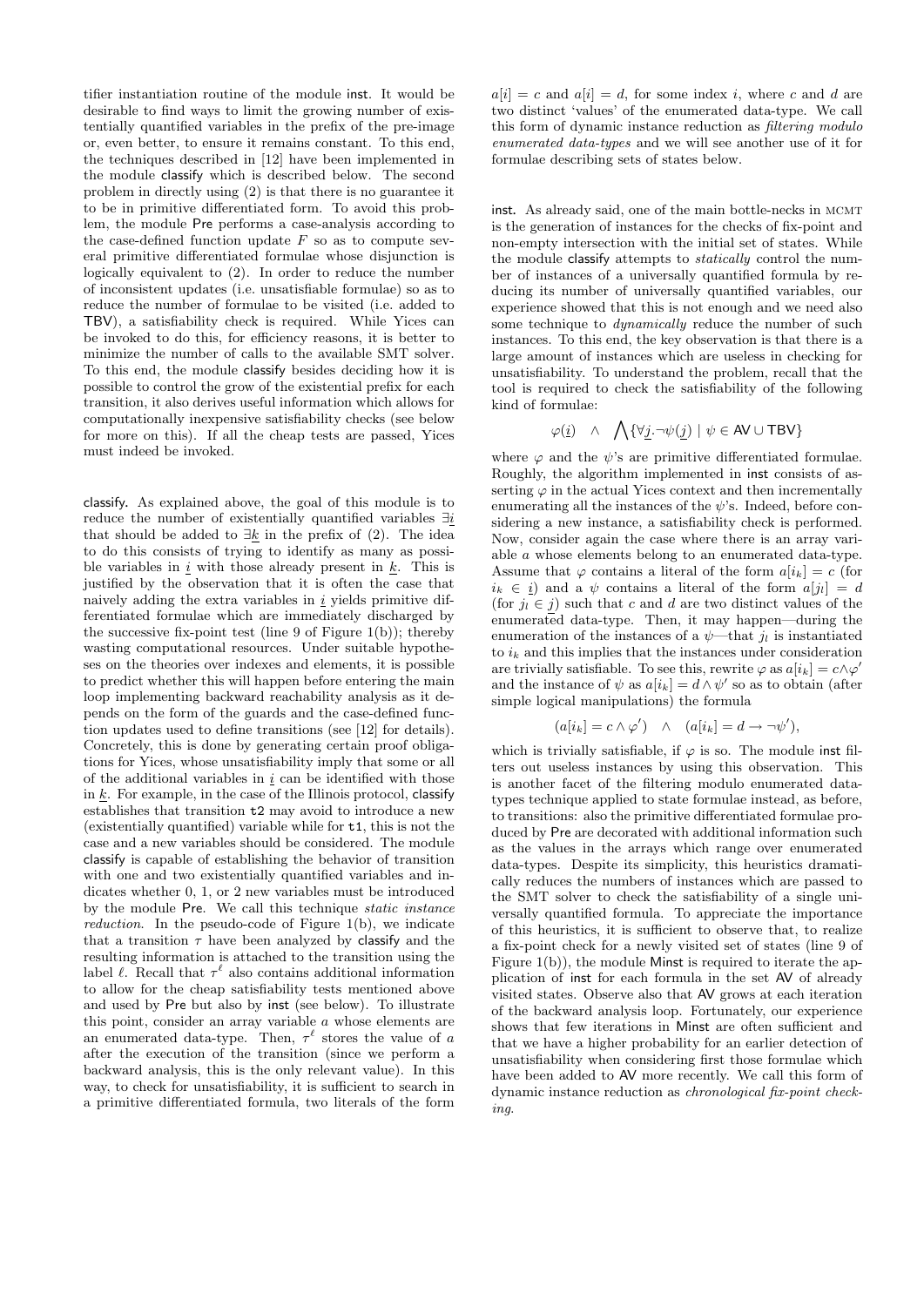tifier instantiation routine of the module inst. It would be desirable to find ways to limit the growing number of existentially quantified variables in the prefix of the pre-image or, even better, to ensure it remains constant. To this end, the techniques described in [12] have been implemented in the module classify which is described below. The second problem in directly using (2) is that there is no guarantee it to be in primitive differentiated form. To avoid this problem, the module Pre performs a case-analysis according to the case-defined function update $F$ so as to compute several primitive differentiated formulae whose disjunction is logically equivalent to (2). In order to reduce the number of inconsistent updates (i.e. unsatisfiable formulae) so as to reduce the number of formulae to be visited (i.e. added to TBV), a satisfiability check is required. While Yices can be invoked to do this, for efficiency reasons, it is better to minimize the number of calls to the available SMT solver. To this end, the module classify besides deciding how it is possible to control the grow of the existential prefix for each transition, it also derives useful information which allows for computationally inexpensive satisfiability checks (see below for more on this). If all the cheap tests are passed, Yices must indeed be invoked.

classify. As explained above, the goal of this module is to reduce the number of existentially quantified variables $\exists \underline{i}$ that should be added to $\exists \underline{k}$ in the prefix of (2). The idea to do this consists of trying to identify as many as possible variables in $\underline{i}$ with those already present in $\underline{k}$. This is justified by the observation that it is often the case that naively adding the extra variables in $\underline{i}$ yields primitive differentiated formulae which are immediately discharged by the successive fix-point test (line 9 of Figure 1(b)); thereby wasting computational resources. Under suitable hypotheses on the theories over indexes and elements, it is possible to predict whether this will happen before entering the main loop implementing backward reachability analysis as it depends on the form of the guards and the case-defined function updates used to define transitions (see [12] for details). Concretely, this is done by generating certain proof obligations for Yices, whose unsatisfiability imply that some or all of the additional variables in $\underline{i}$ can be identified with those in $\underline{k}$. For example, in the case of the Illinois protocol, classify establishes that transition t2 may avoid to introduce a new (existentially quantified) variable while for t1, this is not the case and a new variables should be considered. The module classify is capable of establishing the behavior of transition with one and two existentially quantified variables and indicates whether 0, 1, or 2 new variables must be introduced by the module Pre. We call this technique *static instance reduction*. In the pseudo-code of Figure 1(b), we indicate that a transition $\tau$ have been analyzed by classify and the resulting information is attached to the transition using the label $\ell$. Recall that $\tau^{\ell}$ also contains additional information to allow for the cheap satisfiability tests mentioned above and used by Pre but also by inst (see below). To illustrate this point, consider an array variable $a$ whose elements are an enumerated data-type. Then, $\tau^{\ell}$ stores the value of $a$ after the execution of the transition (since we perform a backward analysis, this is the only relevant value). In this way, to check for unsatisfiability, it is sufficient to search in a primitive differentiated formula, two literals of the form $a[i] = c$ and $a[i] = d$, for some index $i$, where $c$ and $d$ are two distinct 'values' of the enumerated data-type. We call this form of dynamic instance reduction as *filtering modulo enumerated data-types* and we will see another use of it for formulae describing sets of states below.

inst. As already said, one of the main bottle-necks in MCMT is the generation of instances for the checks of fix-point and non-empty intersection with the initial set of states. While the module classify attempts to *statically* control the number of instances of a universally quantified formula by reducing its number of universally quantified variables, our experience showed that this is not enough and we need also some technique to *dynamically* reduce the number of such instances. To this end, the key observation is that there is a large amount of instances which are useless in checking for unsatisfiability. To understand the problem, recall that the tool is required to check the satisfiability of the following kind of formulae:

$$\varphi(\underline{i}) \quad \wedge \quad \bigwedge \{\forall \underline{j}.\neg\psi(\underline{j}) \mid \psi \in \mathsf{AV} \cup \mathsf{TBV}\}$$

where $\varphi$ and the $\psi$'s are primitive differentiated formulae. Roughly, the algorithm implemented in inst consists of asserting $\varphi$ in the actual Yices context and then incrementally enumerating all the instances of the $\psi$'s. Indeed, before considering a new instance, a satisfiability check is performed. Now, consider again the case where there is an array variable $a$ whose elements belong to an enumerated data-type. Assume that $\varphi$ contains a literal of the form $a[i_k] = c$ (for $i_k \in \underline{i}$) and a $\psi$ contains a literal of the form $a[j_l] = d$ (for $j_l \in \underline{j}$) such that $c$ and $d$ are two distinct values of the enumerated data-type. Then, it may happen—during the enumeration of the instances of a $\psi$—that $j_l$ is instantiated to $i_k$ and this implies that the instances under consideration are trivially satisfiable. To see this, rewrite $\varphi$ as $a[i_k] = c \wedge \varphi'$ and the instance of $\psi$ as $a[i_k] = d \wedge \psi'$ so as to obtain (after simple logical manipulations) the formula

$$(a[i_k] = c \wedge \varphi') \quad \wedge \quad (a[i_k] = d \rightarrow \neg\psi'),$$

which is trivially satisfiable, if $\varphi$ is so. The module inst filters out useless instances by using this observation. This is another facet of the filtering modulo enumerated datatypes technique applied to state formulae instead, as before, to transitions: also the primitive differentiated formulae produced by Pre are decorated with additional information such as the values in the arrays which range over enumerated data-types. Despite its simplicity, this heuristics dramatically reduces the numbers of instances which are passed to the SMT solver to check the satisfiability of a single universally quantified formula. To appreciate the importance of this heuristics, it is sufficient to observe that, to realize a fix-point check for a newly visited set of states (line 9 of Figure 1(b)), the module Minst is required to iterate the application of inst for each formula in the set AV of already visited states. Observe also that AV grows at each iteration of the backward analysis loop. Fortunately, our experience shows that few iterations in Minst are often sufficient and that we have a higher probability for an earlier detection of unsatisfiability when considering first those formulae which have been added to AV more recently. We call this form of dynamic instance reduction as *chronological fix-point checking*.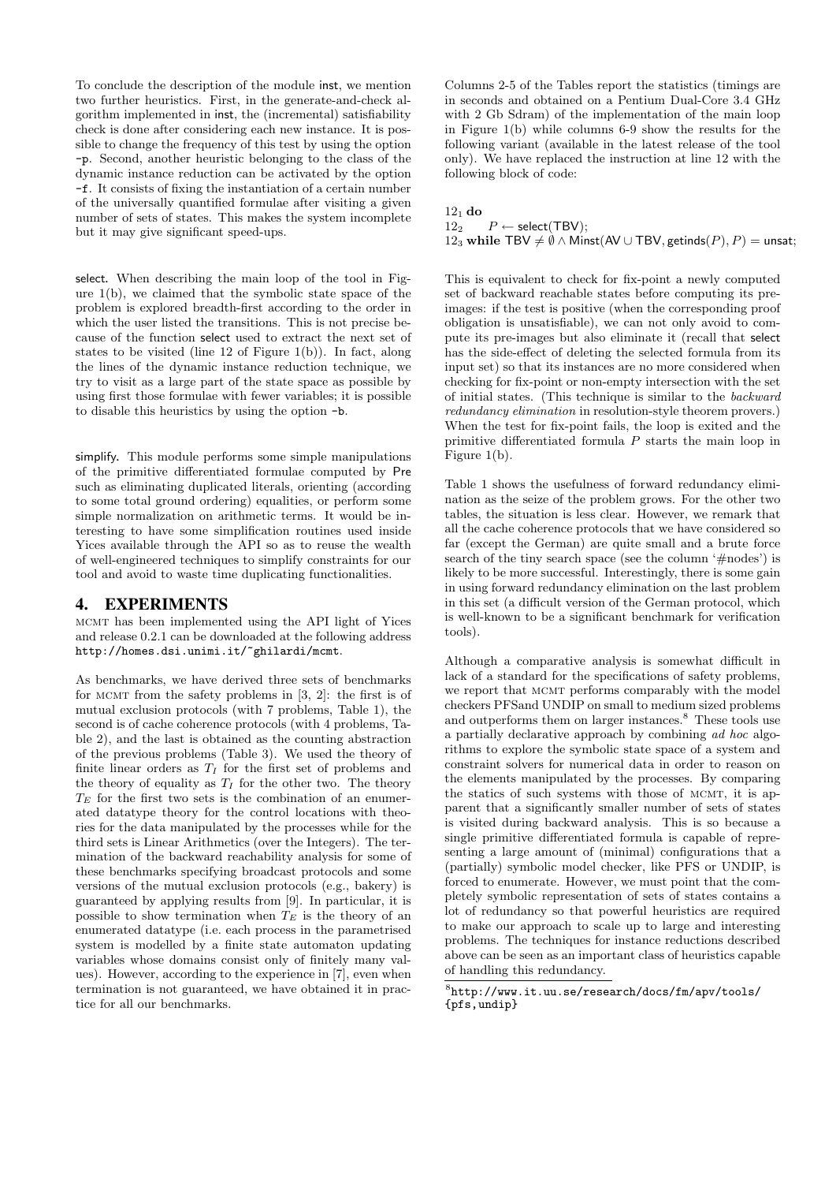To conclude the description of the module inst, we mention two further heuristics. First, in the generate-and-check algorithm implemented in inst, the (incremental) satisfiability check is done after considering each new instance. It is possible to change the frequency of this test by using the option -p. Second, another heuristic belonging to the class of the dynamic instance reduction can be activated by the option -f. It consists of fixing the instantiation of a certain number of the universally quantified formulae after visiting a given number of sets of states. This makes the system incomplete but it may give significant speed-ups.

select. When describing the main loop of the tool in Figure 1(b), we claimed that the symbolic state space of the problem is explored breadth-first according to the order in which the user listed the transitions. This is not precise because of the function select used to extract the next set of states to be visited (line 12 of Figure 1(b)). In fact, along the lines of the dynamic instance reduction technique, we try to visit as a large part of the state space as possible by using first those formulae with fewer variables; it is possible to disable this heuristics by using the option -b.

simplify. This module performs some simple manipulations of the primitive differentiated formulae computed by Pre such as eliminating duplicated literals, orienting (according to some total ground ordering) equalities, or perform some simple normalization on arithmetic terms. It would be interesting to have some simplification routines used inside Yices available through the API so as to reuse the wealth of well-engineered techniques to simplify constraints for our tool and avoid to waste time duplicating functionalities.

## 4. EXPERIMENTS

MCMT has been implemented using the API light of Yices and release 0.2.1 can be downloaded at the following address http://homes.dsi.unimi.it/~ghilardi/mcmt.

As benchmarks, we have derived three sets of benchmarks for MCMT from the safety problems in [3, 2]: the first is of mutual exclusion protocols (with 7 problems, Table 1), the second is of cache coherence protocols (with 4 problems, Table 2), and the last is obtained as the counting abstraction of the previous problems (Table 3). We used the theory of finite linear orders as $T_I$ for the first set of problems and the theory of equality as $T_I$ for the other two. The theory $T_E$ for the first two sets is the combination of an enumerated datatype theory for the control locations with theories for the data manipulated by the processes while for the third sets is Linear Arithmetics (over the Integers). The termination of the backward reachability analysis for some of these benchmarks specifying broadcast protocols and some versions of the mutual exclusion protocols (e.g., bakery) is guaranteed by applying results from [9]. In particular, it is possible to show termination when $T_E$ is the theory of an enumerated datatype (i.e. each process in the parametrised system is modelled by a finite state automaton updating variables whose domains consist only of finitely many values). However, according to the experience in [7], even when termination is not guaranteed, we have obtained it in practice for all our benchmarks.

Columns 2-5 of the Tables report the statistics (timings are in seconds and obtained on a Pentium Dual-Core 3.4 GHz with 2 Gb Sdram) of the implementation of the main loop in Figure 1(b) while columns 6-9 show the results for the following variant (available in the latest release of the tool only). We have replaced the instruction at line 12 with the following block of code:

$12_1$ **do**
$12_2$ $\quad P \leftarrow \mathsf{select}(\mathsf{TBV});$
$12_3$ **while** $\mathsf{TBV} \neq \emptyset \wedge \mathsf{Minst}(\mathsf{AV} \cup \mathsf{TBV}, \mathsf{getinds}(P), P) = \mathsf{unsat};$

This is equivalent to check for fix-point a newly computed set of backward reachable states before computing its preimages: if the test is positive (when the corresponding proof obligation is unsatisfiable), we can not only avoid to compute its pre-images but also eliminate it (recall that select has the side-effect of deleting the selected formula from its input set) so that its instances are no more considered when checking for fix-point or non-empty intersection with the set of initial states. (This technique is similar to the *backward redundancy elimination* in resolution-style theorem provers.) When the test for fix-point fails, the loop is exited and the primitive differentiated formula $P$ starts the main loop in Figure 1(b).

Table 1 shows the usefulness of forward redundancy elimination as the seize of the problem grows. For the other two tables, the situation is less clear. However, we remark that all the cache coherence protocols that we have considered so far (except the German) are quite small and a brute force search of the tiny search space (see the column '#nodes') is likely to be more successful. Interestingly, there is some gain in using forward redundancy elimination on the last problem in this set (a difficult version of the German protocol, which is well-known to be a significant benchmark for verification tools).

Although a comparative analysis is somewhat difficult in lack of a standard for the specifications of safety problems, we report that MCMT performs comparably with the model checkers PFSand UNDIP on small to medium sized problems and outperforms them on larger instances.[8] These tools use a partially declarative approach by combining *ad hoc* algorithms to explore the symbolic state space of a system and constraint solvers for numerical data in order to reason on the elements manipulated by the processes. By comparing the statics of such systems with those of MCMT, it is apparent that a significantly smaller number of sets of states is visited during backward analysis. This is so because a single primitive differentiated formula is capable of representing a large amount of (minimal) configurations that a (partially) symbolic model checker, like PFS or UNDIP, is forced to enumerate. However, we must point that the completely symbolic representation of sets of states contains a lot of redundancy so that powerful heuristics are required to make our approach to scale up to large and interesting problems. The techniques for instance reductions described above can be seen as an important class of heuristics capable of handling this redundancy.

[8] http://www.it.uu.se/research/docs/fm/apv/tools/{pfs,undip}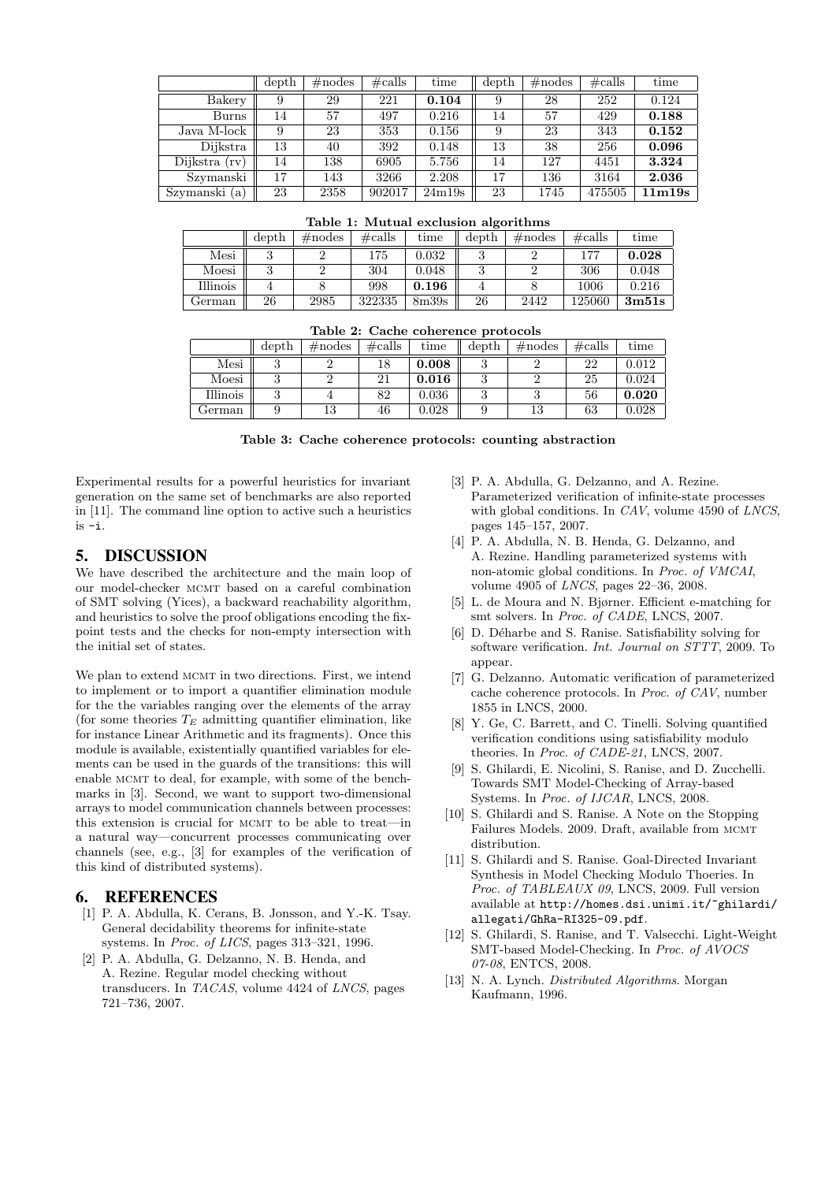| | depth | #nodes | #calls | time | depth | #nodes | #calls | time |
|---|---|---|---|---|---|---|---|---|
| Bakery | 9 | 29 | 221 | **0.104** | 9 | 28 | 252 | 0.124 |
| Burns | 14 | 57 | 497 | 0.216 | 14 | 57 | 429 | **0.188** |
| Java M-lock | 9 | 23 | 353 | 0.156 | 9 | 23 | 343 | **0.152** |
| Dijkstra | 13 | 40 | 392 | 0.148 | 13 | 38 | 256 | **0.096** |
| Dijkstra (rv) | 14 | 138 | 6905 | 5.756 | 14 | 127 | 4451 | **3.324** |
| Szymanski | 17 | 143 | 3266 | 2.208 | 17 | 136 | 3164 | **2.036** |
| Szymanski (a) | 23 | 2358 | 902017 | 24m19s | 23 | 1745 | 475505 | **11m19s** |

**Table 1: Mutual exclusion algorithms**

| | depth | #nodes | #calls | time | depth | #nodes | #calls | time |
|---|---|---|---|---|---|---|---|---|
| Mesi | 3 | 2 | 175 | 0.032 | 3 | 2 | 177 | **0.028** |
| Moesi | 3 | 2 | 304 | 0.048 | 3 | 2 | 306 | 0.048 |
| Illinois | 4 | 8 | 998 | **0.196** | 4 | 8 | 1006 | 0.216 |
| German | 26 | 2985 | 322335 | 8m39s | 26 | 2442 | 125060 | **3m51s** |

**Table 2: Cache coherence protocols**

| | depth | #nodes | #calls | time | depth | #nodes | #calls | time |
|---|---|---|---|---|---|---|---|---|
| Mesi | 3 | 2 | 18 | **0.008** | 3 | 2 | 22 | 0.012 |
| Moesi | 3 | 2 | 21 | **0.016** | 3 | 2 | 25 | 0.024 |
| Illinois | 3 | 4 | 82 | 0.036 | 3 | 3 | 56 | **0.020** |
| German | 9 | 13 | 46 | 0.028 | 9 | 13 | 63 | 0.028 |

**Table 3: Cache coherence protocols: counting abstraction**

Experimental results for a powerful heuristics for invariant generation on the same set of benchmarks are also reported in [11]. The command line option to active such a heuristics is `-i`.

## 5. DISCUSSION

We have described the architecture and the main loop of our model-checker MCMT based on a careful combination of SMT solving (Yices), a backward reachability algorithm, and heuristics to solve the proof obligations encoding the fixpoint tests and the checks for non-empty intersection with the initial set of states.

We plan to extend MCMT in two directions. First, we intend to implement or to import a quantifier elimination module for the the variables ranging over the elements of the array (for some theories $T_E$ admitting quantifier elimination, like for instance Linear Arithmetic and its fragments). Once this module is available, existentially quantified variables for elements can be used in the guards of the transitions: this will enable MCMT to deal, for example, with some of the benchmarks in [3]. Second, we want to support two-dimensional arrays to model communication channels between processes: this extension is crucial for MCMT to be able to treat—in a natural way—concurrent processes communicating over channels (see, e.g., [3] for examples of the verification of this kind of distributed systems).

## 6. REFERENCES

[1] P. A. Abdulla, K. Cerans, B. Jonsson, and Y.-K. Tsay. General decidability theorems for infinite-state systems. In *Proc. of LICS*, pages 313–321, 1996.

[2] P. A. Abdulla, G. Delzanno, N. B. Henda, and A. Rezine. Regular model checking without transducers. In *TACAS*, volume 4424 of *LNCS*, pages 721–736, 2007.

[3] P. A. Abdulla, G. Delzanno, and A. Rezine. Parameterized verification of infinite-state processes with global conditions. In *CAV*, volume 4590 of *LNCS*, pages 145–157, 2007.

[4] P. A. Abdulla, N. B. Henda, G. Delzanno, and A. Rezine. Handling parameterized systems with non-atomic global conditions. In *Proc. of VMCAI*, volume 4905 of *LNCS*, pages 22–36, 2008.

[5] L. de Moura and N. Bjørner. Efficient e-matching for smt solvers. In *Proc. of CADE*, LNCS, 2007.

[6] D. Déharbe and S. Ranise. Satisfiability solving for software verification. *Int. Journal on STTT*, 2009. To appear.

[7] G. Delzanno. Automatic verification of parameterized cache coherence protocols. In *Proc. of CAV*, number 1855 in LNCS, 2000.

[8] Y. Ge, C. Barrett, and C. Tinelli. Solving quantified verification conditions using satisfiability modulo theories. In *Proc. of CADE-21*, LNCS, 2007.

[9] S. Ghilardi, E. Nicolini, S. Ranise, and D. Zucchelli. Towards SMT Model-Checking of Array-based Systems. In *Proc. of IJCAR*, LNCS, 2008.

[10] S. Ghilardi and S. Ranise. A Note on the Stopping Failures Models. 2009. Draft, available from MCMT distribution.

[11] S. Ghilardi and S. Ranise. Goal-Directed Invariant Synthesis in Model Checking Modulo Thoeries. In *Proc. of TABLEAUX 09*, LNCS, 2009. Full version available at `http://homes.dsi.unimi.it/~ghilardi/allegati/GhRa-RI325-09.pdf`.

[12] S. Ghilardi, S. Ranise, and T. Valsecchi. Light-Weight SMT-based Model-Checking. In *Proc. of AVOCS 07-08*, ENTCS, 2008.

[13] N. A. Lynch. *Distributed Algorithms*. Morgan Kaufmann, 1996.